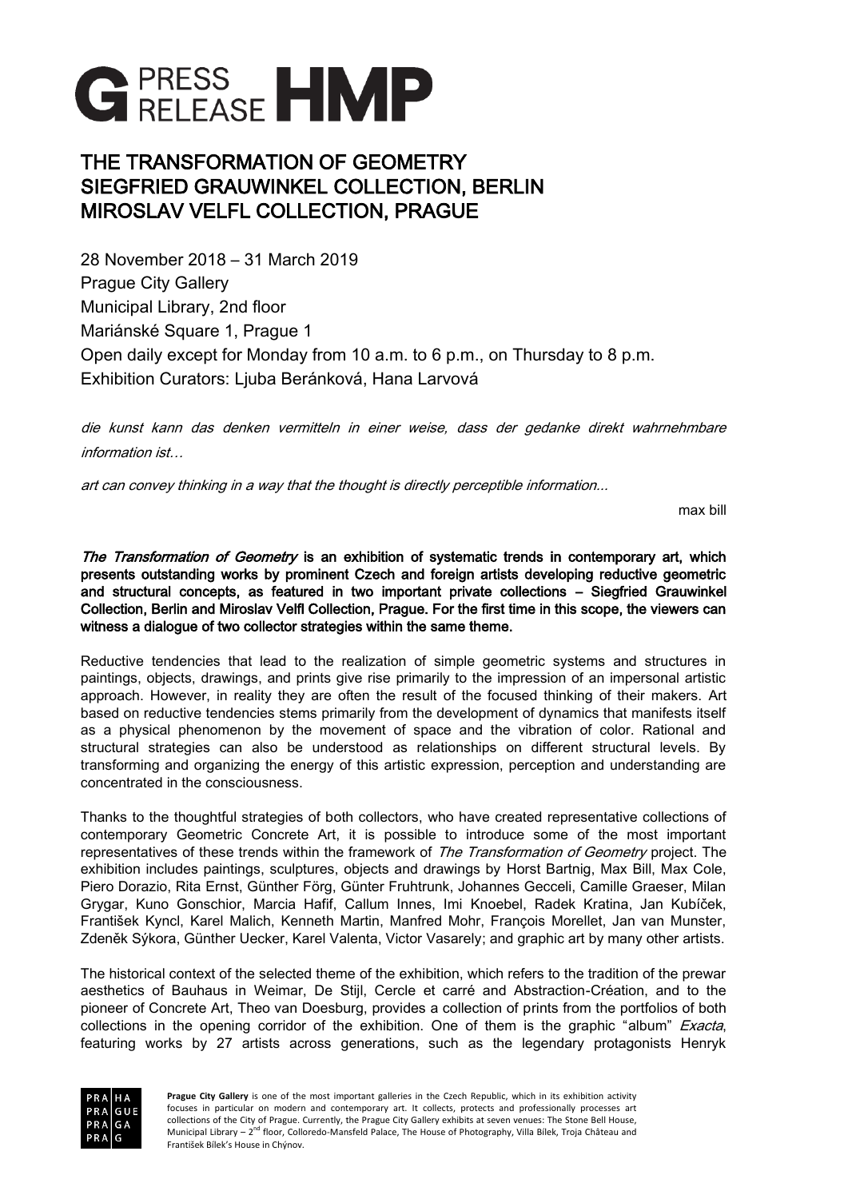# G PRESS RELEASE HMP

## THE TRANSFORMATION OF GEOMETRY
## SIEGFRIED GRAUWINKEL COLLECTION, BERLIN
## MIROSLAV VELFL COLLECTION, PRAGUE

28 November 2018 – 31 March 2019
Prague City Gallery
Municipal Library, 2nd floor
Mariánské Square 1, Prague 1
Open daily except for Monday from 10 a.m. to 6 p.m., on Thursday to 8 p.m.
Exhibition Curators: Ljuba Beránková, Hana Larvová

*die kunst kann das denken vermitteln in einer weise, dass der gedanke direkt wahrnehmbare information ist…*

*art can convey thinking in a way that the thought is directly perceptible information...*

max bill

***The Transformation of Geometry*** **is an exhibition of systematic trends in contemporary art, which presents outstanding works by prominent Czech and foreign artists developing reductive geometric and structural concepts, as featured in two important private collections – Siegfried Grauwinkel Collection, Berlin and Miroslav Velfl Collection, Prague. For the first time in this scope, the viewers can witness a dialogue of two collector strategies within the same theme.**

Reductive tendencies that lead to the realization of simple geometric systems and structures in paintings, objects, drawings, and prints give rise primarily to the impression of an impersonal artistic approach. However, in reality they are often the result of the focused thinking of their makers. Art based on reductive tendencies stems primarily from the development of dynamics that manifests itself as a physical phenomenon by the movement of space and the vibration of color. Rational and structural strategies can also be understood as relationships on different structural levels. By transforming and organizing the energy of this artistic expression, perception and understanding are concentrated in the consciousness.

Thanks to the thoughtful strategies of both collectors, who have created representative collections of contemporary Geometric Concrete Art, it is possible to introduce some of the most important representatives of these trends within the framework of *The Transformation of Geometry* project. The exhibition includes paintings, sculptures, objects and drawings by Horst Bartnig, Max Bill, Max Cole, Piero Dorazio, Rita Ernst, Günther Förg, Günter Fruhtrunk, Johannes Gecceli, Camille Graeser, Milan Grygar, Kuno Gonschior, Marcia Hafif, Callum Innes, Imi Knoebel, Radek Kratina, Jan Kubíček, František Kyncl, Karel Malich, Kenneth Martin, Manfred Mohr, François Morellet, Jan van Munster, Zdeněk Sýkora, Günther Uecker, Karel Valenta, Victor Vasarely; and graphic art by many other artists.

The historical context of the selected theme of the exhibition, which refers to the tradition of the prewar aesthetics of Bauhaus in Weimar, De Stijl, Cercle et carré and Abstraction-Création, and to the pioneer of Concrete Art, Theo van Doesburg, provides a collection of prints from the portfolios of both collections in the opening corridor of the exhibition. One of them is the graphic "album" *Exacta*, featuring works by 27 artists across generations, such as the legendary protagonists Henryk

**Prague City Gallery** is one of the most important galleries in the Czech Republic, which in its exhibition activity focuses in particular on modern and contemporary art. It collects, protects and professionally processes art collections of the City of Prague. Currently, the Prague City Gallery exhibits at seven venues: The Stone Bell House, Municipal Library – 2nd floor, Colloredo-Mansfeld Palace, The House of Photography, Villa Bílek, Troja Château and František Bílek's House in Chýnov.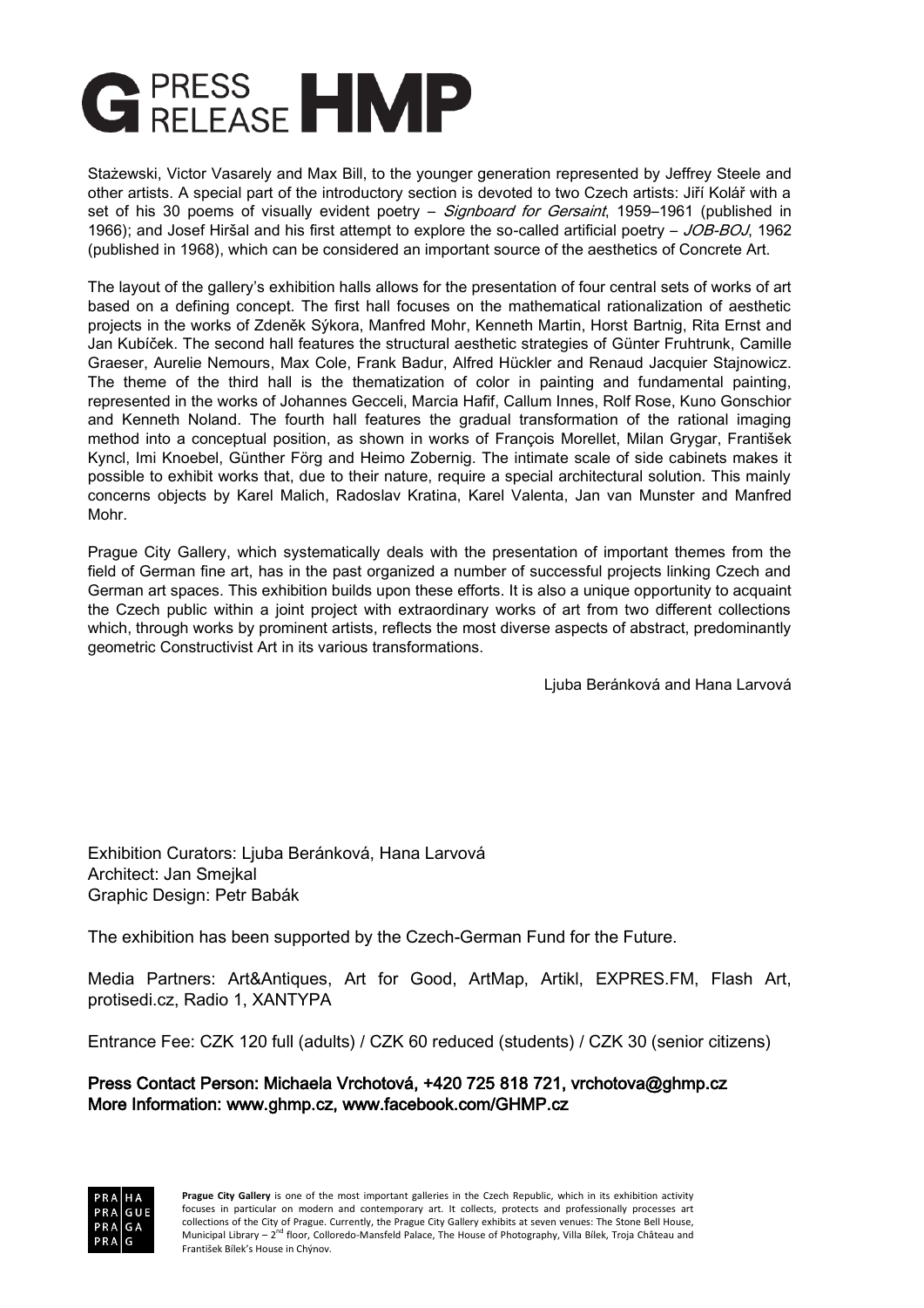Stażewski, Victor Vasarely and Max Bill, to the younger generation represented by Jeffrey Steele and other artists. A special part of the introductory section is devoted to two Czech artists: Jiří Kolář with a set of his 30 poems of visually evident poetry – *Signboard for Gersaint*, 1959–1961 (published in 1966); and Josef Hiršal and his first attempt to explore the so-called artificial poetry – *JOB-BOJ*, 1962 (published in 1968), which can be considered an important source of the aesthetics of Concrete Art.

The layout of the gallery's exhibition halls allows for the presentation of four central sets of works of art based on a defining concept. The first hall focuses on the mathematical rationalization of aesthetic projects in the works of Zdeněk Sýkora, Manfred Mohr, Kenneth Martin, Horst Bartnig, Rita Ernst and Jan Kubíček. The second hall features the structural aesthetic strategies of Günter Fruhtrunk, Camille Graeser, Aurelie Nemours, Max Cole, Frank Badur, Alfred Hückler and Renaud Jacquier Stajnowicz. The theme of the third hall is the thematization of color in painting and fundamental painting, represented in the works of Johannes Gecceli, Marcia Hafif, Callum Innes, Rolf Rose, Kuno Gonschior and Kenneth Noland. The fourth hall features the gradual transformation of the rational imaging method into a conceptual position, as shown in works of François Morellet, Milan Grygar, František Kyncl, Imi Knoebel, Günther Förg and Heimo Zobernig. The intimate scale of side cabinets makes it possible to exhibit works that, due to their nature, require a special architectural solution. This mainly concerns objects by Karel Malich, Radoslav Kratina, Karel Valenta, Jan van Munster and Manfred Mohr.

Prague City Gallery, which systematically deals with the presentation of important themes from the field of German fine art, has in the past organized a number of successful projects linking Czech and German art spaces. This exhibition builds upon these efforts. It is also a unique opportunity to acquaint the Czech public within a joint project with extraordinary works of art from two different collections which, through works by prominent artists, reflects the most diverse aspects of abstract, predominantly geometric Constructivist Art in its various transformations.

Ljuba Beránková and Hana Larvová

Exhibition Curators: Ljuba Beránková, Hana Larvová
Architect: Jan Smejkal
Graphic Design: Petr Babák

The exhibition has been supported by the Czech-German Fund for the Future.

Media Partners: Art&Antiques, Art for Good, ArtMap, Artikl, EXPRES.FM, Flash Art, protisedi.cz, Radio 1, XANTYPA

Entrance Fee: CZK 120 full (adults) / CZK 60 reduced (students) / CZK 30 (senior citizens)

**Press Contact Person: Michaela Vrchotová, +420 725 818 721, vrchotova@ghmp.cz**
**More Information: www.ghmp.cz, www.facebook.com/GHMP.cz**

**Prague City Gallery** is one of the most important galleries in the Czech Republic, which in its exhibition activity focuses in particular on modern and contemporary art. It collects, protects and professionally processes art collections of the City of Prague. Currently, the Prague City Gallery exhibits at seven venues: The Stone Bell House, Municipal Library – 2nd floor, Colloredo-Mansfeld Palace, The House of Photography, Villa Bílek, Troja Château and František Bílek's House in Chýnov.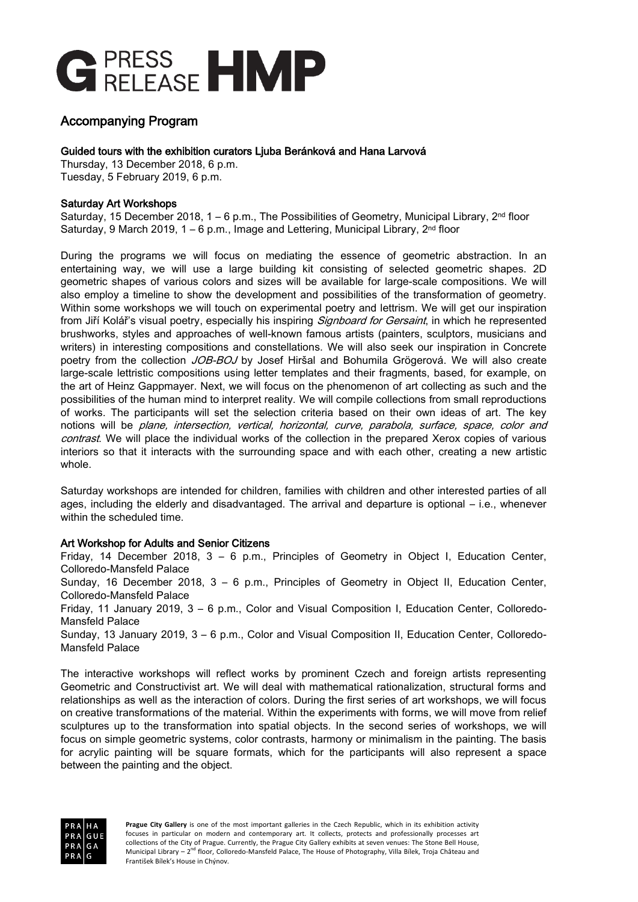# Accompanying Program

### Guided tours with the exhibition curators Ljuba Beránková and Hana Larvová

Thursday, 13 December 2018, 6 p.m.
Tuesday, 5 February 2019, 6 p.m.

### Saturday Art Workshops

Saturday, 15 December 2018, 1 – 6 p.m., The Possibilities of Geometry, Municipal Library, 2nd floor
Saturday, 9 March 2019, 1 – 6 p.m., Image and Lettering, Municipal Library, 2nd floor

During the programs we will focus on mediating the essence of geometric abstraction. In an entertaining way, we will use a large building kit consisting of selected geometric shapes. 2D geometric shapes of various colors and sizes will be available for large-scale compositions. We will also employ a timeline to show the development and possibilities of the transformation of geometry. Within some workshops we will touch on experimental poetry and lettrism. We will get our inspiration from Jiří Kolář's visual poetry, especially his inspiring *Signboard for Gersaint*, in which he represented brushworks, styles and approaches of well-known famous artists (painters, sculptors, musicians and writers) in interesting compositions and constellations. We will also seek our inspiration in Concrete poetry from the collection *JOB-BOJ* by Josef Hiršal and Bohumila Grögerová. We will also create large-scale lettristic compositions using letter templates and their fragments, based, for example, on the art of Heinz Gappmayer. Next, we will focus on the phenomenon of art collecting as such and the possibilities of the human mind to interpret reality. We will compile collections from small reproductions of works. The participants will set the selection criteria based on their own ideas of art. The key notions will be *plane, intersection, vertical, horizontal, curve, parabola, surface, space, color and contrast*. We will place the individual works of the collection in the prepared Xerox copies of various interiors so that it interacts with the surrounding space and with each other, creating a new artistic whole.

Saturday workshops are intended for children, families with children and other interested parties of all ages, including the elderly and disadvantaged. The arrival and departure is optional – i.e., whenever within the scheduled time.

### Art Workshop for Adults and Senior Citizens

Friday, 14 December 2018, 3 – 6 p.m., Principles of Geometry in Object I, Education Center, Colloredo-Mansfeld Palace
Sunday, 16 December 2018, 3 – 6 p.m., Principles of Geometry in Object II, Education Center, Colloredo-Mansfeld Palace
Friday, 11 January 2019, 3 – 6 p.m., Color and Visual Composition I, Education Center, Colloredo-Mansfeld Palace
Sunday, 13 January 2019, 3 – 6 p.m., Color and Visual Composition II, Education Center, Colloredo-Mansfeld Palace

The interactive workshops will reflect works by prominent Czech and foreign artists representing Geometric and Constructivist art. We will deal with mathematical rationalization, structural forms and relationships as well as the interaction of colors. During the first series of art workshops, we will focus on creative transformations of the material. Within the experiments with forms, we will move from relief sculptures up to the transformation into spatial objects. In the second series of workshops, we will focus on simple geometric systems, color contrasts, harmony or minimalism in the painting. The basis for acrylic painting will be square formats, which for the participants will also represent a space between the painting and the object.

**Prague City Gallery** is one of the most important galleries in the Czech Republic, which in its exhibition activity focuses in particular on modern and contemporary art. It collects, protects and professionally processes art collections of the City of Prague. Currently, the Prague City Gallery exhibits at seven venues: The Stone Bell House, Municipal Library – 2nd floor, Colloredo-Mansfeld Palace, The House of Photography, Villa Bílek, Troja Château and František Bílek's House in Chýnov.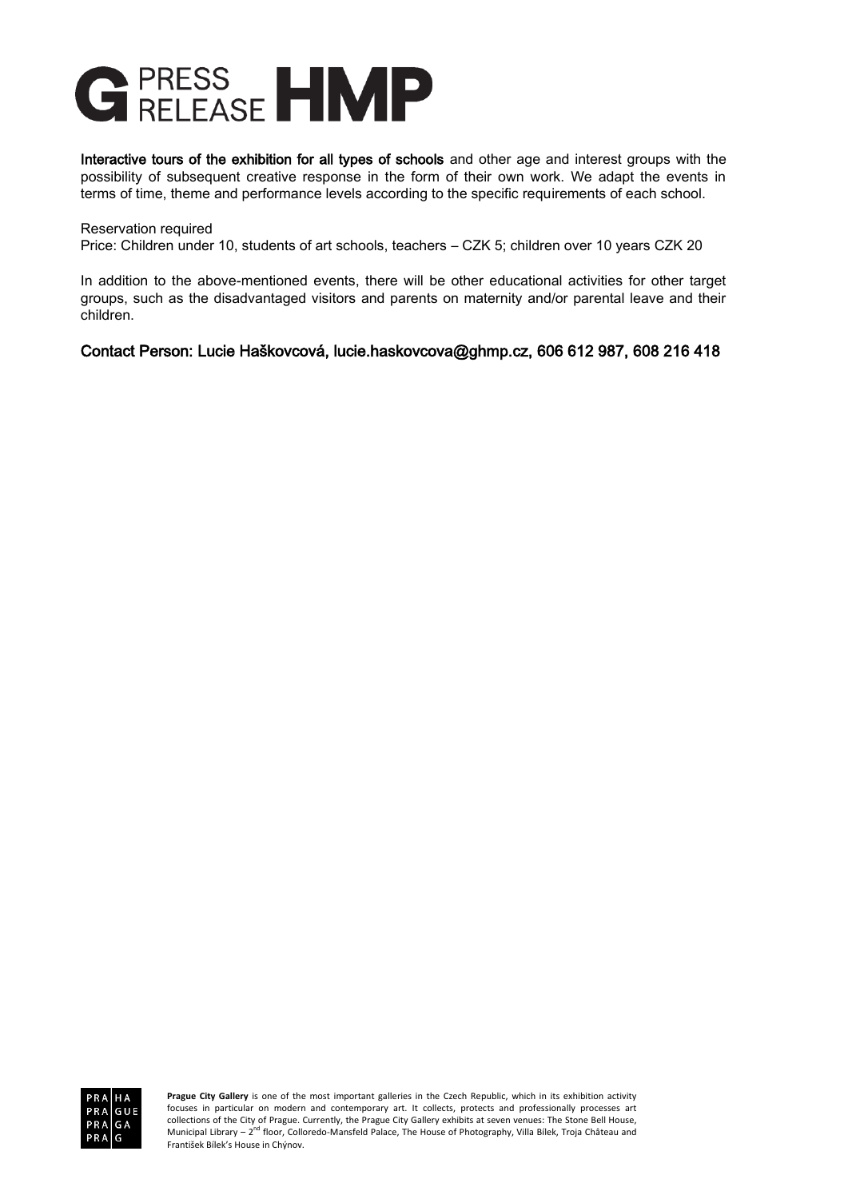**Interactive tours of the exhibition for all types of schools** and other age and interest groups with the possibility of subsequent creative response in the form of their own work. We adapt the events in terms of time, theme and performance levels according to the specific requirements of each school.

Reservation required
Price: Children under 10, students of art schools, teachers – CZK 5; children over 10 years CZK 20

In addition to the above-mentioned events, there will be other educational activities for other target groups, such as the disadvantaged visitors and parents on maternity and/or parental leave and their children.

**Contact Person: Lucie Haškovcová, lucie.haskovcova@ghmp.cz, 606 612 987, 608 216 418**

**Prague City Gallery** is one of the most important galleries in the Czech Republic, which in its exhibition activity focuses in particular on modern and contemporary art. It collects, protects and professionally processes art collections of the City of Prague. Currently, the Prague City Gallery exhibits at seven venues: The Stone Bell House, Municipal Library – 2nd floor, Colloredo-Mansfeld Palace, The House of Photography, Villa Bílek, Troja Château and František Bílek's House in Chýnov.